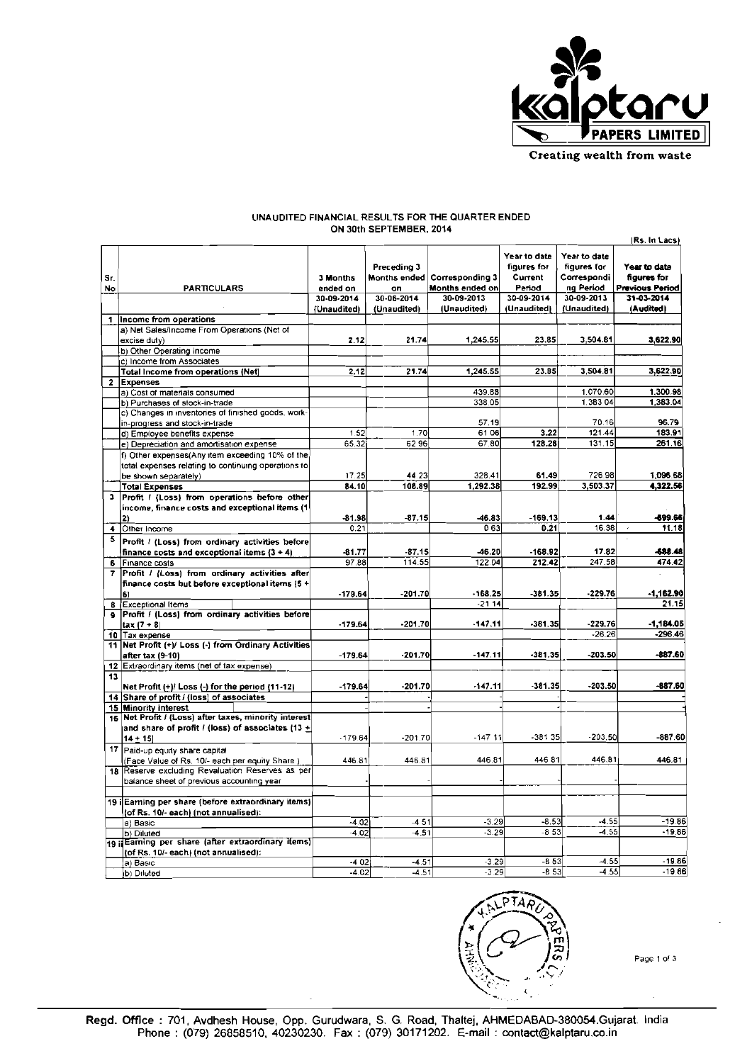Kalptaru PAPERS LIMITED

Creating wealth from waste

## UNAUDITED FINANCIAL RESULTS FOR THE QUARTER ENDED ON 30th SEPTEMBER, 2014

(Rs. In Lacs)

| Sr. No | PARTICULARS | 3 Months ended on 30-09-2014 (Unaudited) | Preceding 3 Months ended on 30-06-2014 (Unaudited) | Corresponding 3 Months ended on 30-09-2013 (Unaudited) | Year to date figures for Current Period 30-09-2014 (Unaudited) | Year to date figures for Corresponding Period 30-09-2013 (Unaudited) | Year to date figures for Previous Period 31-03-2014 (Audited) |
|---|---|---|---|---|---|---|---|
| 1 | Income from operations | | | | | | |
| | a) Net Sales/Income From Operations (Net of excise duty) | 2.12 | 21.74 | 1,245.55 | 23.85 | 3,504.81 | 3,622.90 |
| | b) Other Operating income | | | | | | |
| | c) Income from Associates | | | | | | |
| | Total Income from operations (Net) | 2.12 | 21.74 | 1,245.55 | 23.85 | 3,504.81 | 3,622.90 |
| 2 | Expenses | | | | | | |
| | a) Cost of materials consumed | | | 439.88 | | 1,070.60 | 1,300.98 |
| | b) Purchases of stock-in-trade | | | 338.05 | | 1,383.04 | 1,383.04 |
| | c) Changes in inventories of finished goods, work-in-progress and stock-in-trade | | | 57.19 | | 70.16 | 96.79 |
| | d) Employee benefits expense | 1.52 | 1.70 | 61.06 | 3.22 | 121.44 | 183.91 |
| | e) Depreciation and amortisation expense | 65.32 | 62.96 | 67.80 | 128.28 | 131.15 | 261.16 |
| | f) Other expenses(Any item exceeding 10% of the total expenses relating to continuing operations to be shown separately) | 17.25 | 44.23 | 328.41 | 61.49 | 726.98 | 1,096.68 |
| | Total Expenses | 84.10 | 108.89 | 1,292.38 | 192.99 | 3,503.37 | 4,322.56 |
| 3 | Profit / (Loss) from operations before other income, finance costs and exceptional items (1-2) | -81.98 | -87.15 | -46.83 | -169.13 | 1.44 | -699.66 |
| 4 | Other Income | 0.21 | | 0.63 | 0.21 | 16.38 | 11.18 |
| 5 | Profit / (Loss) from ordinary activities before finance costs and exceptional items (3 + 4) | -81.77 | -87.15 | -46.20 | -168.92 | 17.82 | -688.48 |
| 6 | Finance costs | 97.88 | 114.55 | 122.04 | 212.42 | 247.58 | 474.42 |
| 7 | Profit / (Loss) from ordinary activities after finance costs but before exceptional items (5 + 6) | -179.64 | -201.70 | -168.25 | -381.35 | -229.76 | -1,162.90 |
| 8 | Exceptional Items | | | -21.14 | | | 21.15 |
| 9 | Profit / (Loss) from ordinary activities before tax (7 + 8) | -179.64 | -201.70 | -147.11 | -381.35 | -229.76 | -1,184.05 |
| 10 | Tax expense | | | | | -26.26 | -296.46 |
| 11 | Net Profit (+)/ Loss (-) from Ordinary Activities after tax (9-10) | -179.64 | -201.70 | -147.11 | -381.35 | -203.50 | -887.60 |
| 12 | Extraordinary items (net of tax expense) | | | | | | |
| 13 | Net Profit (+)/ Loss (-) for the period (11-12) | -179.64 | -201.70 | -147.11 | -381.35 | -203.50 | -887.60 |
| 14 | Share of profit / (loss) of associates | - | - | - | - | | - |
| 15 | Minority interest | - | - | - | - | | - |
| 16 | Net Profit / (Loss) after taxes, minority interest and share of profit / (loss) of associates (13 + 14 + 15) | -179.64 | -201.70 | -147.11 | -381.35 | -203.50 | -887.60 |
| 17 | Paid-up equity share capital (Face Value of Rs. 10/- each per equity Share ) | 446.81 | 446.81 | 446.81 | 446.81 | 446.81 | 446.81 |
| 18 | Reserve excluding Revaluation Reserves as per balance sheet of previous accounting year | - | - | - | - | | - |
| 19 i | Earning per share (before extraordinary items) (of Rs. 10/- each) (not annualised): | | | | | | |
| | a) Basic | -4.02 | -4.51 | -3.29 | -8.53 | -4.55 | -19.86 |
| | b) Diluted | -4.02 | -4.51 | -3.29 | -8.53 | -4.55 | -19.86 |
| 19 ii | Earning per share (after extraordinary items) (of Rs. 10/- each) (not annualised): | | | | | | |
| | a) Basic | -4.02 | -4.51 | -3.29 | -8.53 | -4.55 | -19.86 |
| | b) Diluted | -4.02 | -4.51 | -3.29 | -8.53 | -4.55 | -19.86 |

Regd. Office : 701, Avdhesh House, Opp. Gurudwara, S. G. Road, Thaltej, AHMEDABAD-380054.Gujarat. India
Phone : (079) 26858510, 40230230. Fax : (079) 30171202. E-mail : contact@kalptaru.co.in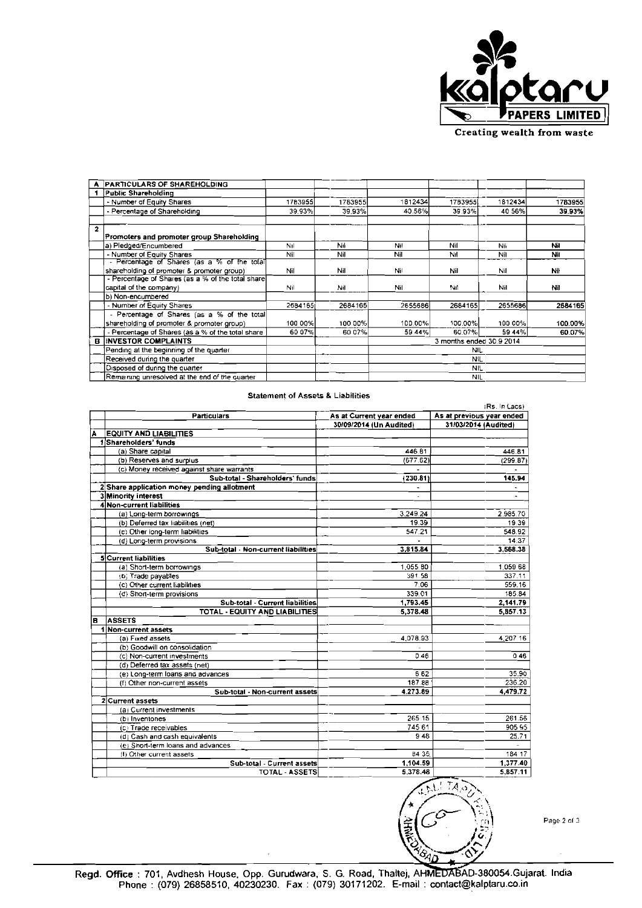Creating wealth from waste

| A | PARTICULARS OF SHAREHOLDING | | | | | | |
|---|---|---|---|---|---|---|---|
| 1 | Public Shareholding | | | | | | |
| | - Number of Equity Shares | 1783955 | 1783955 | 1812434 | 1783955 | 1812434 | 1783955 |
| | - Percentage of Shareholding | 39.93% | 39.93% | 40.56% | 39.93% | 40.56% | 39.93% |
| 2 | Promoters and promoter group Shareholding | | | | | | |
| | a) Pledged/Encumbered | Nil | Nil | Nil | Nil | Nil | Nil |
| | - Number of Equity Shares | Nil | Nil | Nil | Nil | Nil | Nil |
| | - Percentage of Shares (as a % of the total shareholding of promoter & promoter group) | Nil | Nil | Nil | Nil | Nil | Nil |
| | - Percentage of Shares (as a % of the total share capital of the company) | Nil | Nil | Nil | Nil | Nil | Nil |
| | b) Non-encumbered | | | | | | |
| | - Number of Equity Shares | 2684165 | 2684165 | 2655686 | 2684165 | 2655686 | 2684165 |
| | - Percentage of Shares (as a % of the total shareholding of promoter & promoter group) | 100.00% | 100.00% | 100.00% | 100.00% | 100.00% | 100.00% |
| | - Percentage of Shares (as a % of the total share | 60.07% | 60.07% | 59.44% | 60.07% | 59.44% | 60.07% |
| B | INVESTOR COMPLAINTS | | | 3 months ended 30.9.2014 | | | |
| | Pending at the beginning of the quarter | | | NIL | | | |
| | Received during the quarter | | | NIL | | | |
| | Disposed of during the quarter | | | NIL | | | |
| | Remaining unresolved at the end of the quarter | | | NIL | | | |

### Statement of Assets & Liabilities

(Rs. In Lacs)

| | Particulars | As at Current year ended 30/09/2014 (Un Audited) | As at previous year ended 31/03/2014 (Audited) |
|---|---|---|---|
| A | EQUITY AND LIABILITIES | | |
| 1 | Shareholders' funds | | |
| | (a) Share capital | 446.81 | 446.81 |
| | (b) Reserves and surplus | (677.62) | (299.87) |
| | (c) Money received against share warrants | - | - |
| | Sub-total - Shareholders' funds | (230.81) | 146.94 |
| 2 | Share application money pending allotment | - | - |
| 3 | Minority interest | - | - |
| 4 | Non-current liabilities | | |
| | (a) Long-term borrowings | 3,249.24 | 2,985.70 |
| | (b) Deferred tax liabilities (net) | 19.39 | 19.39 |
| | (c) Other long-term liabilities | 547.21 | 548.92 |
| | (d) Long-term provisions | - | 14.37 |
| | Sub-total - Non-current liabilities | 3,815.84 | 3,568.38 |
| 5 | Current liabilities | | |
| | (a) Short-term borrowings | 1,055.80 | 1,059.68 |
| | (b) Trade payables | 391.58 | 337.11 |
| | (c) Other current liabilities | 7.06 | 559.16 |
| | (d) Short-term provisions | 339.01 | 185.84 |
| | Sub-total - Current liabilities | 1,793.45 | 2,141.79 |
| | TOTAL - EQUITY AND LIABILITIES | 5,378.48 | 5,857.13 |
| B | ASSETS | | |
| 1 | Non-current assets | | |
| | (a) Fixed assets | 4,078.93 | 4,207.16 |
| | (b) Goodwill on consolidation | - | |
| | (c) Non-current investments | 0.46 | 0.46 |
| | (d) Deferred tax assets (net) | | |
| | (e) Long-term loans and advances | 6.62 | 35.90 |
| | (f) Other non-current assets | 187.88 | 236.20 |
| | Sub-total - Non-current assets | 4,273.89 | 4,479.72 |
| 2 | Current assets | | |
| | (a) Current investments | | |
| | (b) Inventories | 265.15 | 261.56 |
| | (c) Trade receivables | 745.61 | 905.95 |
| | (d) Cash and cash equivalents | 9.48 | 25.71 |
| | (e) Short-term loans and advances | | |
| | (f) Other current assets | 84.35 | 184.17 |
| | Sub-total - Current assets | 1,104.59 | 1,377.40 |
| | TOTAL - ASSETS | 5,378.48 | 5,857.11 |

Regd. Office : 701, Avdhesh House, Opp. Gurudwara, S. G. Road, Thaltej, AHMEDABAD-380054.Gujarat. India
Phone : (079) 26858510, 40230230. Fax : (079) 30171202. E-mail : contact@kalptaru.co.in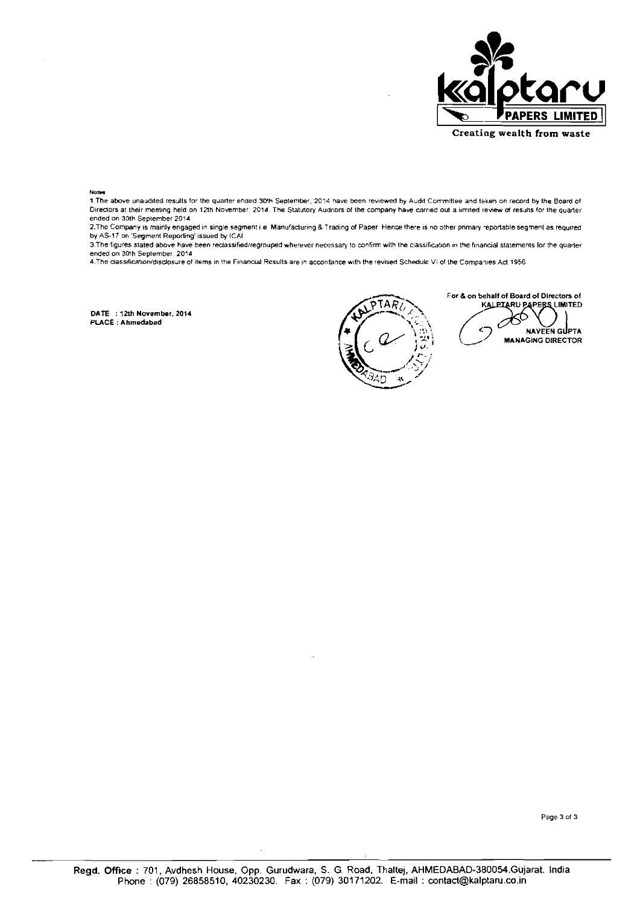**Notes**

1.The above unaudited results for the quarter ended 30th September, 2014 have been reviewed by Audit Committee and taken on record by the Board of Directors at their meeting held on 12th November, 2014. The Statutory Auditors of the company have carried out a limited review of results for the quarter ended on 30th September 2014.

2.The Company is mainly engaged in single segment i.e. Manufacturing & Trading of Paper. Hence there is no other primary reportable segment as required by AS-17 on 'Segment Reporting' issued by ICAI.

3.The figures stated above have been reclassified/regrouped wherever necessary to confirm with the classification in the financial statements for the quarter ended on 30th September, 2014.

4.The classification/disclosure of items in the Financial Results are in accordance with the revised Schedule VI of the Companies Act 1956.

DATE : 12th November, 2014
PLACE : Ahmedabad

For & on behalf of Board of Directors of
KALPTARU PAPERS LIMITED

NAVEEN GUPTA
MANAGING DIRECTOR

Regd. Office : 701, Avdhesh House, Opp. Gurudwara, S. G. Road, Thaltej, AHMEDABAD-380054.Gujarat. India
Phone : (079) 26858510, 40230230. Fax : (079) 30171202. E-mail : contact@kalptaru.co.in